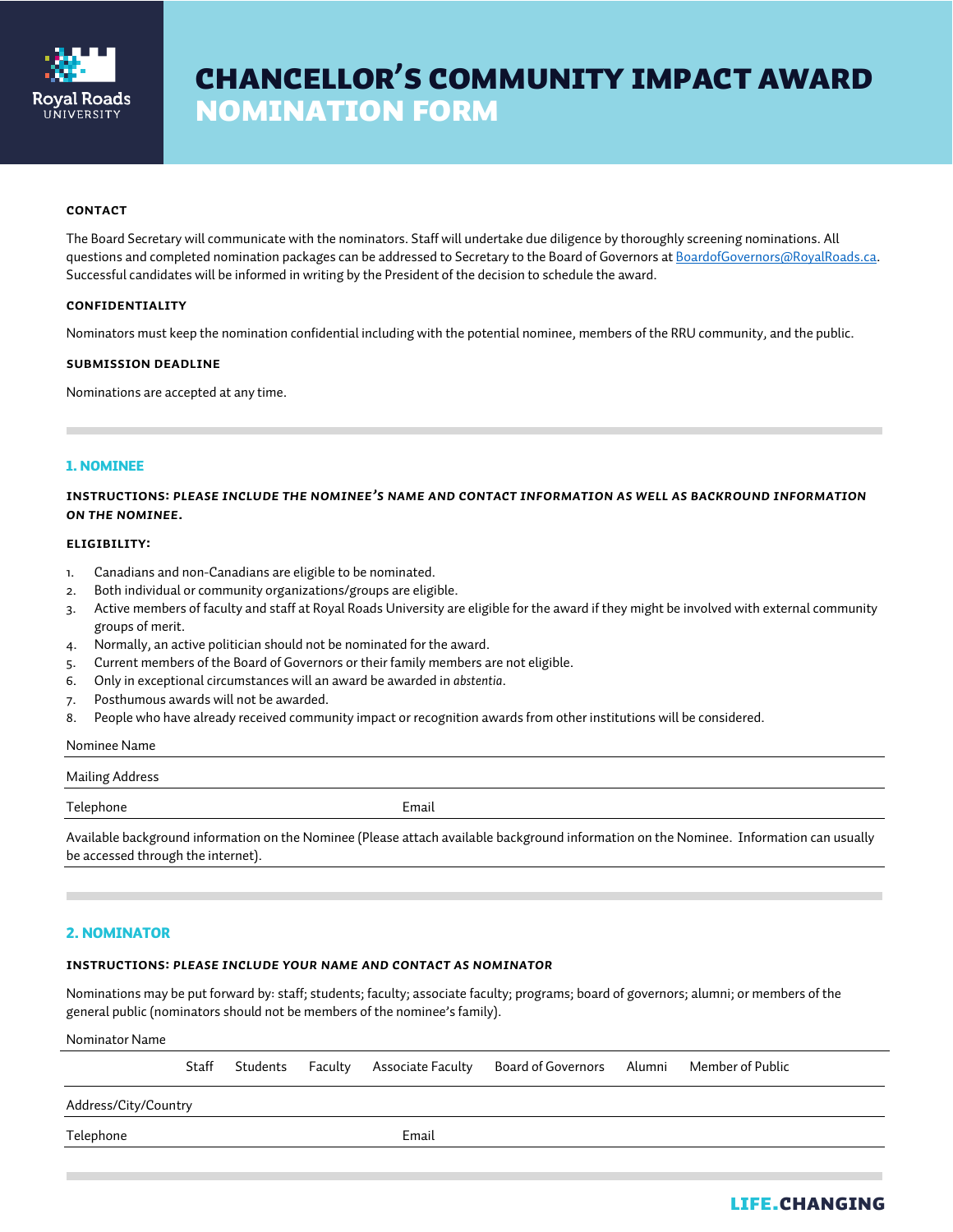Royal Roads UNIVERSITY

# CHANCELLOR'S COMMUNITY IMPACT AWARD NOMINATION FORM

**CONTACT**

The Board Secretary will communicate with the nominators. Staff will undertake due diligence by thoroughly screening nominations. All questions and completed nomination packages can be addressed to Secretary to the Board of Governors at [BoardofGovernors@RoyalRoads.ca](mailto:BoardofGovernors@RoyalRoads.ca). Successful candidates will be informed in writing by the President of the decision to schedule the award.

**CONFIDENTIALITY**

Nominators must keep the nomination confidential including with the potential nominee, members of the RRU community, and the public.

**SUBMISSION DEADLINE**

Nominations are accepted at any time.

## 1. NOMINEE

**INSTRUCTIONS:** ***PLEASE INCLUDE THE NOMINEE'S NAME AND CONTACT INFORMATION AS WELL AS BACKROUND INFORMATION ON THE NOMINEE.***

**ELIGIBILITY:**

1. Canadians and non-Canadians are eligible to be nominated.
2. Both individual or community organizations/groups are eligible.
3. Active members of faculty and staff at Royal Roads University are eligible for the award if they might be involved with external community groups of merit.
4. Normally, an active politician should not be nominated for the award.
5. Current members of the Board of Governors or their family members are not eligible.
6. Only in exceptional circumstances will an award be awarded in *abstentia*.
7. Posthumous awards will not be awarded.
8. People who have already received community impact or recognition awards from other institutions will be considered.

Nominee Name

Mailing Address

Telephone Email

Available background information on the Nominee (Please attach available background information on the Nominee. Information can usually be accessed through the internet).

## 2. NOMINATOR

**INSTRUCTIONS:** ***PLEASE INCLUDE YOUR NAME AND CONTACT AS NOMINATOR***

Nominations may be put forward by: staff; students; faculty; associate faculty; programs; board of governors; alumni; or members of the general public (nominators should not be members of the nominee's family).

Nominator Name

Staff Students Faculty Associate Faculty Board of Governors Alumni Member of Public

Address/City/Country

Telephone Email

LIFE.CHANGING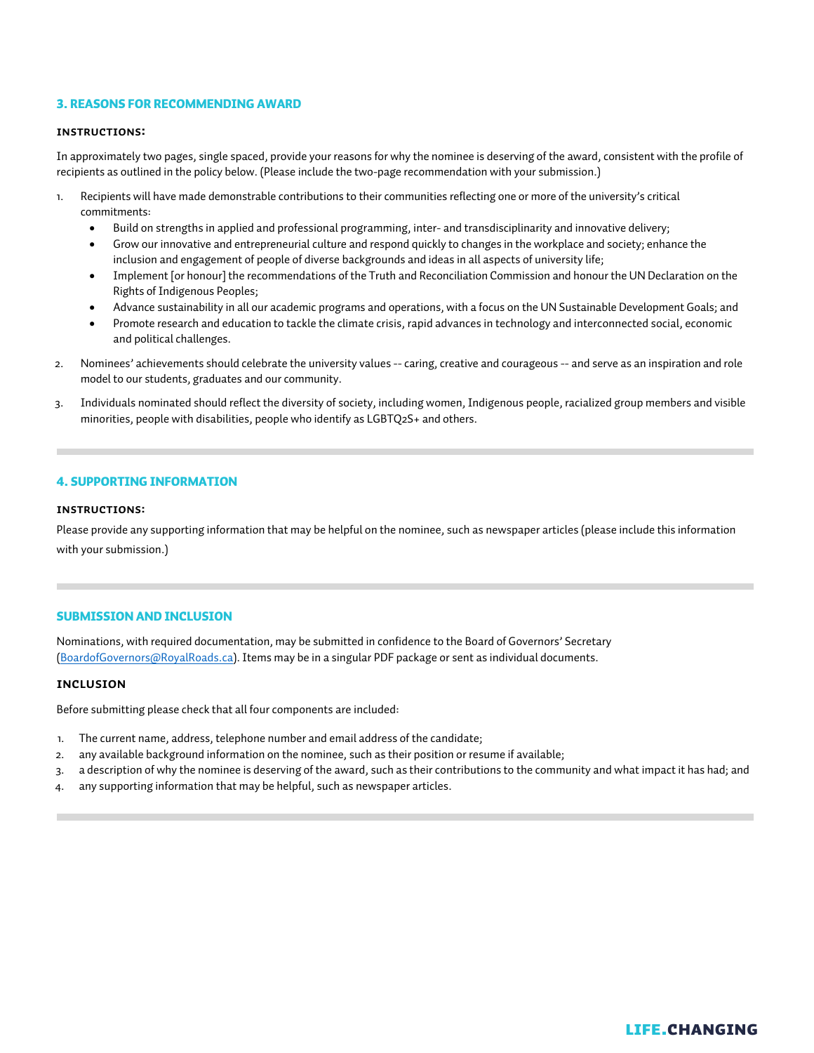## 3. REASONS FOR RECOMMENDING AWARD

**INSTRUCTIONS:**

In approximately two pages, single spaced, provide your reasons for why the nominee is deserving of the award, consistent with the profile of recipients as outlined in the policy below. (Please include the two-page recommendation with your submission.)

1. Recipients will have made demonstrable contributions to their communities reflecting one or more of the university's critical commitments:
   - Build on strengths in applied and professional programming, inter- and transdisciplinarity and innovative delivery;
   - Grow our innovative and entrepreneurial culture and respond quickly to changes in the workplace and society; enhance the inclusion and engagement of people of diverse backgrounds and ideas in all aspects of university life;
   - Implement [or honour] the recommendations of the Truth and Reconciliation Commission and honour the UN Declaration on the Rights of Indigenous Peoples;
   - Advance sustainability in all our academic programs and operations, with a focus on the UN Sustainable Development Goals; and
   - Promote research and education to tackle the climate crisis, rapid advances in technology and interconnected social, economic and political challenges.
2. Nominees' achievements should celebrate the university values -- caring, creative and courageous -- and serve as an inspiration and role model to our students, graduates and our community.
3. Individuals nominated should reflect the diversity of society, including women, Indigenous people, racialized group members and visible minorities, people with disabilities, people who identify as LGBTQ2S+ and others.

## 4. SUPPORTING INFORMATION

**INSTRUCTIONS:**

Please provide any supporting information that may be helpful on the nominee, such as newspaper articles (please include this information with your submission.)

## SUBMISSION AND INCLUSION

Nominations, with required documentation, may be submitted in confidence to the Board of Governors' Secretary (BoardofGovernors@RoyalRoads.ca). Items may be in a singular PDF package or sent as individual documents.

**INCLUSION**

Before submitting please check that all four components are included:

1. The current name, address, telephone number and email address of the candidate;
2. any available background information on the nominee, such as their position or resume if available;
3. a description of why the nominee is deserving of the award, such as their contributions to the community and what impact it has had; and
4. any supporting information that may be helpful, such as newspaper articles.